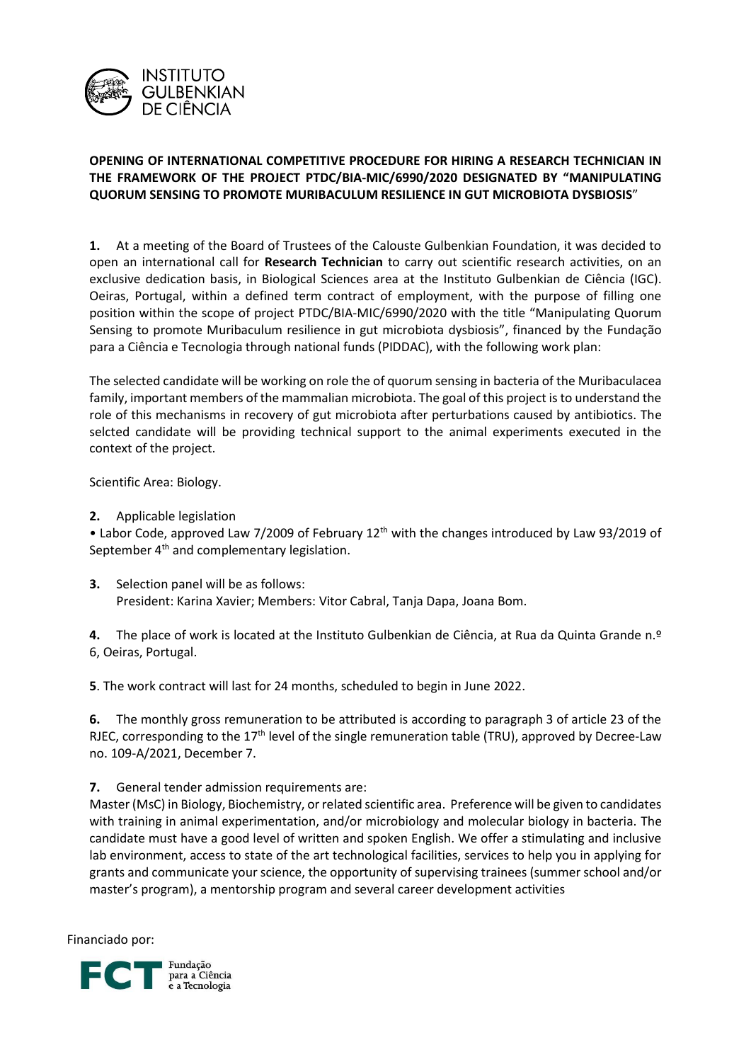**OPENING OF INTERNATIONAL COMPETITIVE PROCEDURE FOR HIRING A RESEARCH TECHNICIAN IN THE FRAMEWORK OF THE PROJECT PTDC/BIA-MIC/6990/2020 DESIGNATED BY "MANIPULATING QUORUM SENSING TO PROMOTE MURIBACULUM RESILIENCE IN GUT MICROBIOTA DYSBIOSIS"**

**1.** At a meeting of the Board of Trustees of the Calouste Gulbenkian Foundation, it was decided to open an international call for **Research Technician** to carry out scientific research activities, on an exclusive dedication basis, in Biological Sciences area at the Instituto Gulbenkian de Ciência (IGC). Oeiras, Portugal, within a defined term contract of employment, with the purpose of filling one position within the scope of project PTDC/BIA-MIC/6990/2020 with the title "Manipulating Quorum Sensing to promote Muribaculum resilience in gut microbiota dysbiosis", financed by the Fundação para a Ciência e Tecnologia through national funds (PIDDAC), with the following work plan:

The selected candidate will be working on role the of quorum sensing in bacteria of the Muribaculacea family, important members of the mammalian microbiota. The goal of this project is to understand the role of this mechanisms in recovery of gut microbiota after perturbations caused by antibiotics. The selcted candidate will be providing technical support to the animal experiments executed in the context of the project.

Scientific Area: Biology.

**2.** Applicable legislation

• Labor Code, approved Law 7/2009 of February 12th with the changes introduced by Law 93/2019 of September 4th and complementary legislation.

**3.** Selection panel will be as follows:
President: Karina Xavier; Members: Vitor Cabral, Tanja Dapa, Joana Bom.

**4.** The place of work is located at the Instituto Gulbenkian de Ciência, at Rua da Quinta Grande n.º 6, Oeiras, Portugal.

**5**. The work contract will last for 24 months, scheduled to begin in June 2022.

**6.** The monthly gross remuneration to be attributed is according to paragraph 3 of article 23 of the RJEC, corresponding to the 17th level of the single remuneration table (TRU), approved by Decree-Law no. 109-A/2021, December 7.

**7.** General tender admission requirements are:

Master (MsC) in Biology, Biochemistry, or related scientific area. Preference will be given to candidates with training in animal experimentation, and/or microbiology and molecular biology in bacteria. The candidate must have a good level of written and spoken English. We offer a stimulating and inclusive lab environment, access to state of the art technological facilities, services to help you in applying for grants and communicate your science, the opportunity of supervising trainees (summer school and/or master's program), a mentorship program and several career development activities

Financiado por: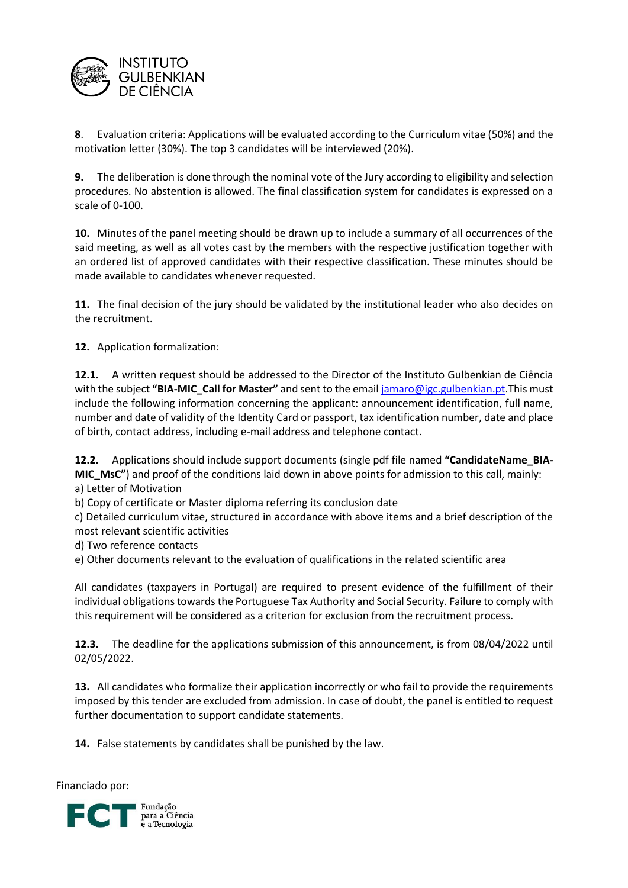**8**. Evaluation criteria: Applications will be evaluated according to the Curriculum vitae (50%) and the motivation letter (30%). The top 3 candidates will be interviewed (20%).

**9.** The deliberation is done through the nominal vote of the Jury according to eligibility and selection procedures. No abstention is allowed. The final classification system for candidates is expressed on a scale of 0-100.

**10.** Minutes of the panel meeting should be drawn up to include a summary of all occurrences of the said meeting, as well as all votes cast by the members with the respective justification together with an ordered list of approved candidates with their respective classification. These minutes should be made available to candidates whenever requested.

**11.** The final decision of the jury should be validated by the institutional leader who also decides on the recruitment.

**12.** Application formalization:

**12.1.** A written request should be addressed to the Director of the Instituto Gulbenkian de Ciência with the subject **"BIA-MIC_Call for Master"** and sent to the email jamaro@igc.gulbenkian.pt.This must include the following information concerning the applicant: announcement identification, full name, number and date of validity of the Identity Card or passport, tax identification number, date and place of birth, contact address, including e-mail address and telephone contact.

**12.2.** Applications should include support documents (single pdf file named **"CandidateName_BIA-MIC_MsC"**) and proof of the conditions laid down in above points for admission to this call, mainly:
a) Letter of Motivation
b) Copy of certificate or Master diploma referring its conclusion date
c) Detailed curriculum vitae, structured in accordance with above items and a brief description of the most relevant scientific activities
d) Two reference contacts
e) Other documents relevant to the evaluation of qualifications in the related scientific area

All candidates (taxpayers in Portugal) are required to present evidence of the fulfillment of their individual obligations towards the Portuguese Tax Authority and Social Security. Failure to comply with this requirement will be considered as a criterion for exclusion from the recruitment process.

**12.3.** The deadline for the applications submission of this announcement, is from 08/04/2022 until 02/05/2022.

**13.** All candidates who formalize their application incorrectly or who fail to provide the requirements imposed by this tender are excluded from admission. In case of doubt, the panel is entitled to request further documentation to support candidate statements.

**14.** False statements by candidates shall be punished by the law.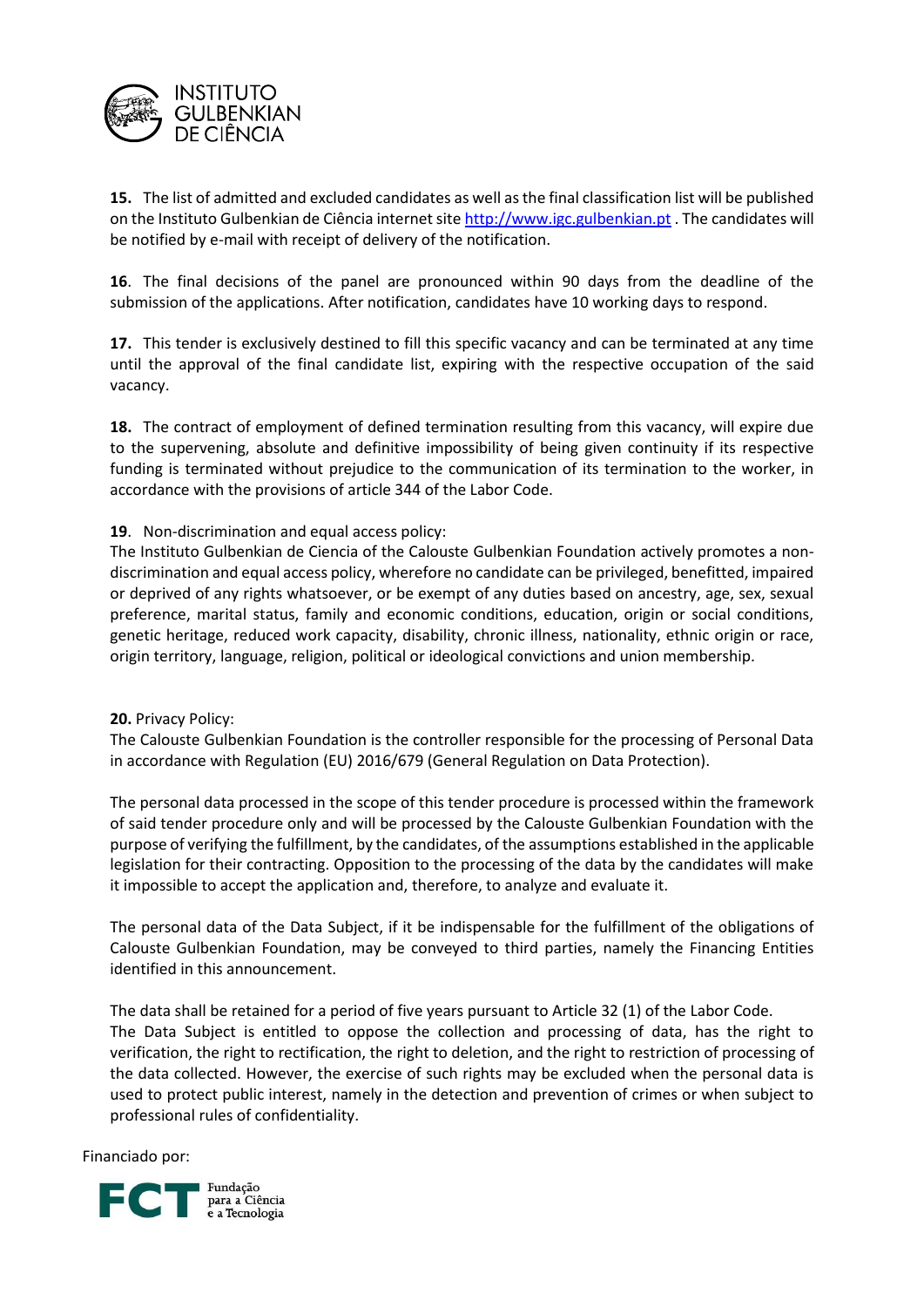**15.** The list of admitted and excluded candidates as well as the final classification list will be published on the Instituto Gulbenkian de Ciência internet site http://www.igc.gulbenkian.pt . The candidates will be notified by e-mail with receipt of delivery of the notification.

**16**. The final decisions of the panel are pronounced within 90 days from the deadline of the submission of the applications. After notification, candidates have 10 working days to respond.

**17.** This tender is exclusively destined to fill this specific vacancy and can be terminated at any time until the approval of the final candidate list, expiring with the respective occupation of the said vacancy.

**18.** The contract of employment of defined termination resulting from this vacancy, will expire due to the supervening, absolute and definitive impossibility of being given continuity if its respective funding is terminated without prejudice to the communication of its termination to the worker, in accordance with the provisions of article 344 of the Labor Code.

**19**. Non-discrimination and equal access policy:
The Instituto Gulbenkian de Ciencia of the Calouste Gulbenkian Foundation actively promotes a non-discrimination and equal access policy, wherefore no candidate can be privileged, benefitted, impaired or deprived of any rights whatsoever, or be exempt of any duties based on ancestry, age, sex, sexual preference, marital status, family and economic conditions, education, origin or social conditions, genetic heritage, reduced work capacity, disability, chronic illness, nationality, ethnic origin or race, origin territory, language, religion, political or ideological convictions and union membership.

**20.** Privacy Policy:
The Calouste Gulbenkian Foundation is the controller responsible for the processing of Personal Data in accordance with Regulation (EU) 2016/679 (General Regulation on Data Protection).

The personal data processed in the scope of this tender procedure is processed within the framework of said tender procedure only and will be processed by the Calouste Gulbenkian Foundation with the purpose of verifying the fulfillment, by the candidates, of the assumptions established in the applicable legislation for their contracting. Opposition to the processing of the data by the candidates will make it impossible to accept the application and, therefore, to analyze and evaluate it.

The personal data of the Data Subject, if it be indispensable for the fulfillment of the obligations of Calouste Gulbenkian Foundation, may be conveyed to third parties, namely the Financing Entities identified in this announcement.

The data shall be retained for a period of five years pursuant to Article 32 (1) of the Labor Code.
The Data Subject is entitled to oppose the collection and processing of data, has the right to verification, the right to rectification, the right to deletion, and the right to restriction of processing of the data collected. However, the exercise of such rights may be excluded when the personal data is used to protect public interest, namely in the detection and prevention of crimes or when subject to professional rules of confidentiality.

Financiado por:

FCT Fundação para a Ciência e a Tecnologia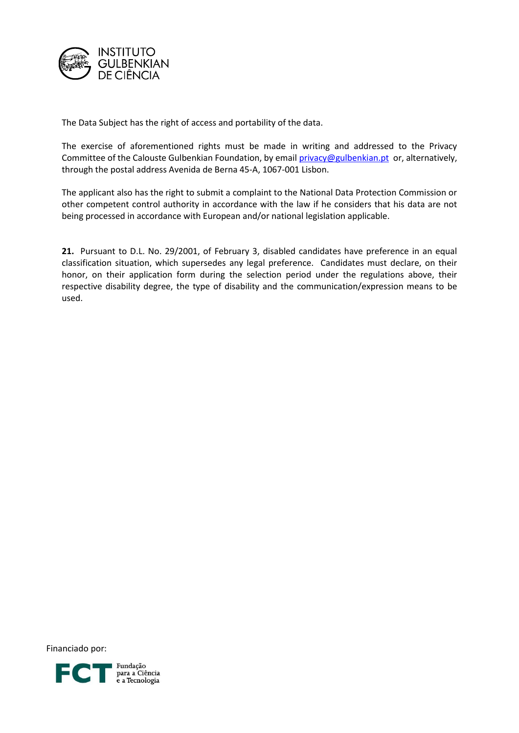The Data Subject has the right of access and portability of the data.

The exercise of aforementioned rights must be made in writing and addressed to the Privacy Committee of the Calouste Gulbenkian Foundation, by email privacy@gulbenkian.pt or, alternatively, through the postal address Avenida de Berna 45-A, 1067-001 Lisbon.

The applicant also has the right to submit a complaint to the National Data Protection Commission or other competent control authority in accordance with the law if he considers that his data are not being processed in accordance with European and/or national legislation applicable.

**21.** Pursuant to D.L. No. 29/2001, of February 3, disabled candidates have preference in an equal classification situation, which supersedes any legal preference. Candidates must declare, on their honor, on their application form during the selection period under the regulations above, their respective disability degree, the type of disability and the communication/expression means to be used.

Financiado por:

FCT Fundação para a Ciência e a Tecnologia